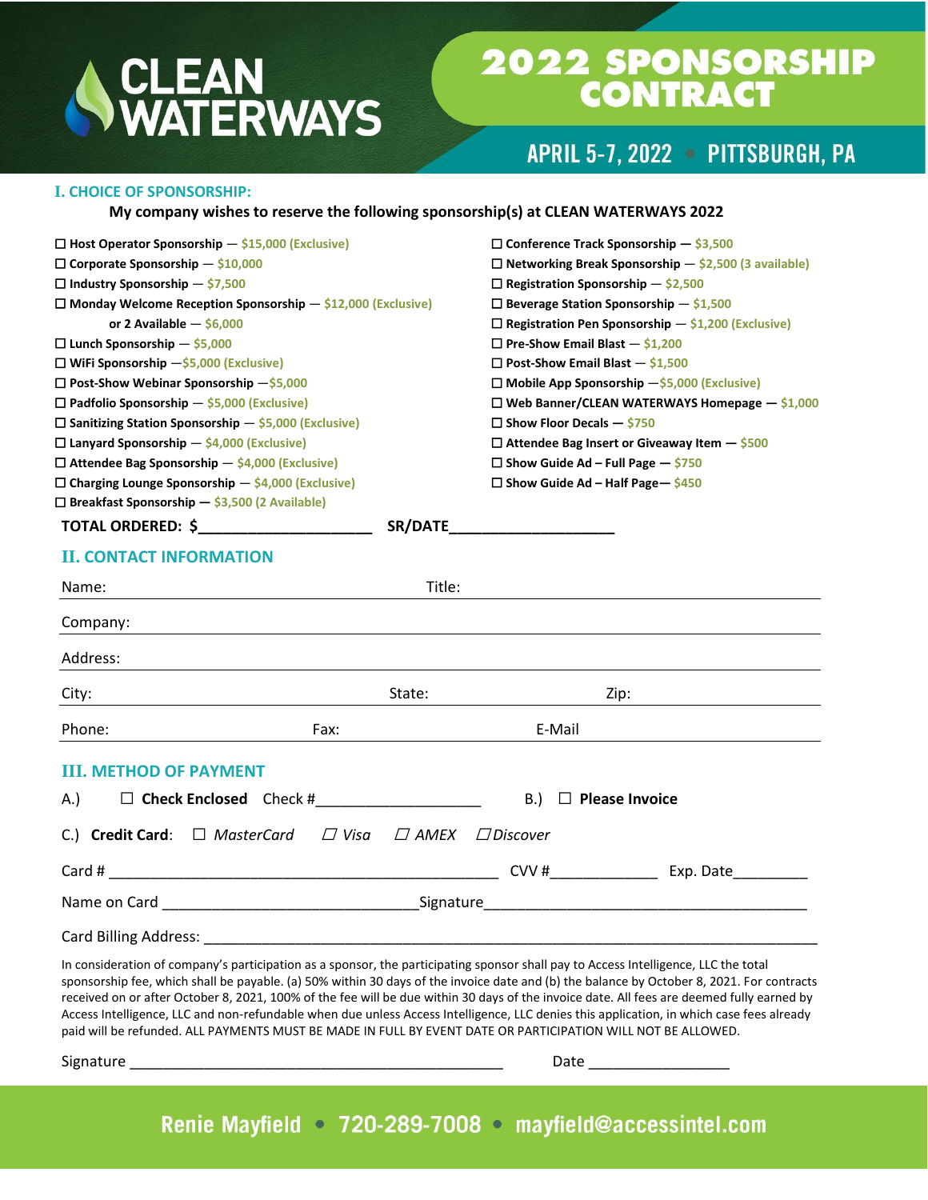# CLEAN WATERWAYS

# 2022 SPONSORSHIP CONTRACT

## APRIL 5-7, 2022 • PITTSBURGH, PA

### I. CHOICE OF SPONSORSHIP:

**My company wishes to reserve the following sponsorship(s) at CLEAN WATERWAYS 2022**

- ☐ **Host Operator Sponsorship** — $15,000 (Exclusive)
- ☐ **Corporate Sponsorship** — $10,000
- ☐ **Industry Sponsorship** — $7,500
- ☐ **Monday Welcome Reception Sponsorship** — $12,000 (Exclusive)
  **or 2 Available** — $6,000
- ☐ **Lunch Sponsorship** — $5,000
- ☐ **WiFi Sponsorship** —$5,000 (Exclusive)
- ☐ **Post-Show Webinar Sponsorship** —$5,000
- ☐ **Padfolio Sponsorship** — $5,000 (Exclusive)
- ☐ **Sanitizing Station Sponsorship** — $5,000 (Exclusive)
- ☐ **Lanyard Sponsorship** — $4,000 (Exclusive)
- ☐ **Attendee Bag Sponsorship** — $4,000 (Exclusive)
- ☐ **Charging Lounge Sponsorship** — $4,000 (Exclusive)
- ☐ **Breakfast Sponsorship** — $3,500 (2 Available)
- ☐ **Conference Track Sponsorship** — $3,500
- ☐ **Networking Break Sponsorship** — $2,500 (3 available)
- ☐ **Registration Sponsorship** — $2,500
- ☐ **Beverage Station Sponsorship** — $1,500
- ☐ **Registration Pen Sponsorship** — $1,200 (Exclusive)
- ☐ **Pre-Show Email Blast** — $1,200
- ☐ **Post-Show Email Blast** — $1,500
- ☐ **Mobile App Sponsorship** —$5,000 (Exclusive)
- ☐ **Web Banner/CLEAN WATERWAYS Homepage** — $1,000
- ☐ **Show Floor Decals** — $750
- ☐ **Attendee Bag Insert or Giveaway Item** — $500
- ☐ **Show Guide Ad – Full Page** — $750
- ☐ **Show Guide Ad – Half Page**— $450

**TOTAL ORDERED: $____________________** **SR/DATE___________________**

### II. CONTACT INFORMATION

Name: ____________________ Title: ____________________

Company: ____________________

Address: ____________________

City: ____________________ State: ____________________ Zip: ____________________

Phone: ____________________ Fax: ____________________ E-Mail ____________________

### III. METHOD OF PAYMENT

A.) ☐ **Check Enclosed** Check #___________________ B.) ☐ **Please Invoice**

C.) **Credit Card**: ☐ *MasterCard* ☐ *Visa* ☐ *AMEX* ☐ *Discover*

Card # _____________________________________________ CVV #____________ Exp. Date_________

Name on Card _____________________________Signature_____________________________________

Card Billing Address: ________________________________________________________________________

In consideration of company's participation as a sponsor, the participating sponsor shall pay to Access Intelligence, LLC the total sponsorship fee, which shall be payable. (a) 50% within 30 days of the invoice date and (b) the balance by October 8, 2021. For contracts received on or after October 8, 2021, 100% of the fee will be due within 30 days of the invoice date. All fees are deemed fully earned by Access Intelligence, LLC and non-refundable when due unless Access Intelligence, LLC denies this application, in which case fees already paid will be refunded. ALL PAYMENTS MUST BE MADE IN FULL BY EVENT DATE OR PARTICIPATION WILL NOT BE ALLOWED.

Signature _____________________________________________ Date ________________

Renie Mayfield • 720-289-7008 • mayfield@accessintel.com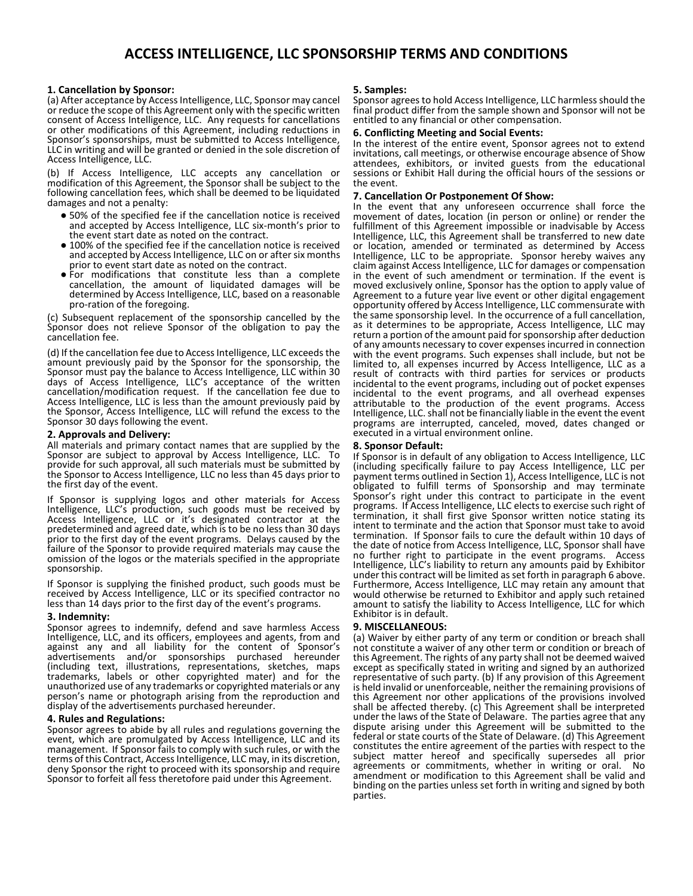# ACCESS INTELLIGENCE, LLC SPONSORSHIP TERMS AND CONDITIONS

**1. Cancellation by Sponsor:**

(a) After acceptance by Access Intelligence, LLC, Sponsor may cancel or reduce the scope of this Agreement only with the specific written consent of Access Intelligence, LLC. Any requests for cancellations or other modifications of this Agreement, including reductions in Sponsor's sponsorships, must be submitted to Access Intelligence, LLC in writing and will be granted or denied in the sole discretion of Access Intelligence, LLC.

(b) If Access Intelligence, LLC accepts any cancellation or modification of this Agreement, the Sponsor shall be subject to the following cancellation fees, which shall be deemed to be liquidated damages and not a penalty:

- 50% of the specified fee if the cancellation notice is received and accepted by Access Intelligence, LLC six-month's prior to the event start date as noted on the contract.
- 100% of the specified fee if the cancellation notice is received and accepted by Access Intelligence, LLC on or after six months prior to event start date as noted on the contract.
- For modifications that constitute less than a complete cancellation, the amount of liquidated damages will be determined by Access Intelligence, LLC, based on a reasonable pro-ration of the foregoing.

(c) Subsequent replacement of the sponsorship cancelled by the Sponsor does not relieve Sponsor of the obligation to pay the cancellation fee.

(d) If the cancellation fee due to Access Intelligence, LLC exceeds the amount previously paid by the Sponsor for the sponsorship, the Sponsor must pay the balance to Access Intelligence, LLC within 30 days of Access Intelligence, LLC's acceptance of the written cancellation/modification request. If the cancellation fee due to Access Intelligence, LLC is less than the amount previously paid by the Sponsor, Access Intelligence, LLC will refund the excess to the Sponsor 30 days following the event.

**2. Approvals and Delivery:**

All materials and primary contact names that are supplied by the Sponsor are subject to approval by Access Intelligence, LLC. To provide for such approval, all such materials must be submitted by the Sponsor to Access Intelligence, LLC no less than 45 days prior to the first day of the event.

If Sponsor is supplying logos and other materials for Access Intelligence, LLC's production, such goods must be received by Access Intelligence, LLC or it's designated contractor at the predetermined and agreed date, which is to be no less than 30 days prior to the first day of the event programs. Delays caused by the failure of the Sponsor to provide required materials may cause the omission of the logos or the materials specified in the appropriate sponsorship.

If Sponsor is supplying the finished product, such goods must be received by Access Intelligence, LLC or its specified contractor no less than 14 days prior to the first day of the event's programs.

**3. Indemnity:**

Sponsor agrees to indemnify, defend and save harmless Access Intelligence, LLC, and its officers, employees and agents, from and against any and all liability for the content of Sponsor's advertisements and/or sponsorships purchased hereunder (including text, illustrations, representations, sketches, maps trademarks, labels or other copyrighted mater) and for the unauthorized use of any trademarks or copyrighted materials or any person's name or photograph arising from the reproduction and display of the advertisements purchased hereunder.

**4. Rules and Regulations:**

Sponsor agrees to abide by all rules and regulations governing the event, which are promulgated by Access Intelligence, LLC and its management. If Sponsor fails to comply with such rules, or with the terms of this Contract, Access Intelligence, LLC may, in its discretion, deny Sponsor the right to proceed with its sponsorship and require Sponsor to forfeit all fess theretofore paid under this Agreement.

**5. Samples:**

Sponsor agrees to hold Access Intelligence, LLC harmless should the final product differ from the sample shown and Sponsor will not be entitled to any financial or other compensation.

**6. Conflicting Meeting and Social Events:**

In the interest of the entire event, Sponsor agrees not to extend invitations, call meetings, or otherwise encourage absence of Show attendees, exhibitors, or invited guests from the educational sessions or Exhibit Hall during the official hours of the sessions or the event.

**7. Cancellation Or Postponement Of Show:**

In the event that any unforeseen occurrence shall force the movement of dates, location (in person or online) or render the fulfillment of this Agreement impossible or inadvisable by Access Intelligence, LLC, this Agreement shall be transferred to new date or location, amended or terminated as determined by Access Intelligence, LLC to be appropriate. Sponsor hereby waives any claim against Access Intelligence, LLC for damages or compensation in the event of such amendment or termination. If the event is moved exclusively online, Sponsor has the option to apply value of Agreement to a future year live event or other digital engagement opportunity offered by Access Intelligence, LLC commensurate with the same sponsorship level. In the occurrence of a full cancellation, as it determines to be appropriate, Access Intelligence, LLC may return a portion of the amount paid for sponsorship after deduction of any amounts necessary to cover expenses incurred in connection with the event programs. Such expenses shall include, but not be limited to, all expenses incurred by Access Intelligence, LLC as a result of contracts with third parties for services or products incidental to the event programs, including out of pocket expenses incidental to the event programs, and all overhead expenses attributable to the production of the event programs. Access Intelligence, LLC. shall not be financially liable in the event the event programs are interrupted, canceled, moved, dates changed or executed in a virtual environment online.

**8. Sponsor Default:**

If Sponsor is in default of any obligation to Access Intelligence, LLC (including specifically failure to pay Access Intelligence, LLC per payment terms outlined in Section 1), Access Intelligence, LLC is not obligated to fulfill terms of Sponsorship and may terminate Sponsor's right under this contract to participate in the event programs. If Access Intelligence, LLC elects to exercise such right of termination, it shall first give Sponsor written notice stating its intent to terminate and the action that Sponsor must take to avoid termination. If Sponsor fails to cure the default within 10 days of the date of notice from Access Intelligence, LLC, Sponsor shall have no further right to participate in the event programs. Access Intelligence, LLC's liability to return any amounts paid by Exhibitor under this contract will be limited as set forth in paragraph 6 above. Furthermore, Access Intelligence, LLC may retain any amount that would otherwise be returned to Exhibitor and apply such retained amount to satisfy the liability to Access Intelligence, LLC for which Exhibitor is in default.

**9. MISCELLANEOUS:**

(a) Waiver by either party of any term or condition or breach shall not constitute a waiver of any other term or condition or breach of this Agreement. The rights of any party shall not be deemed waived except as specifically stated in writing and signed by an authorized representative of such party. (b) If any provision of this Agreement is held invalid or unenforceable, neither the remaining provisions of this Agreement nor other applications of the provisions involved shall be affected thereby. (c) This Agreement shall be interpreted under the laws of the State of Delaware. The parties agree that any dispute arising under this Agreement will be submitted to the federal or state courts of the State of Delaware. (d) This Agreement constitutes the entire agreement of the parties with respect to the subject matter hereof and specifically supersedes all prior agreements or commitments, whether in writing or oral. No amendment or modification to this Agreement shall be valid and binding on the parties unless set forth in writing and signed by both parties.